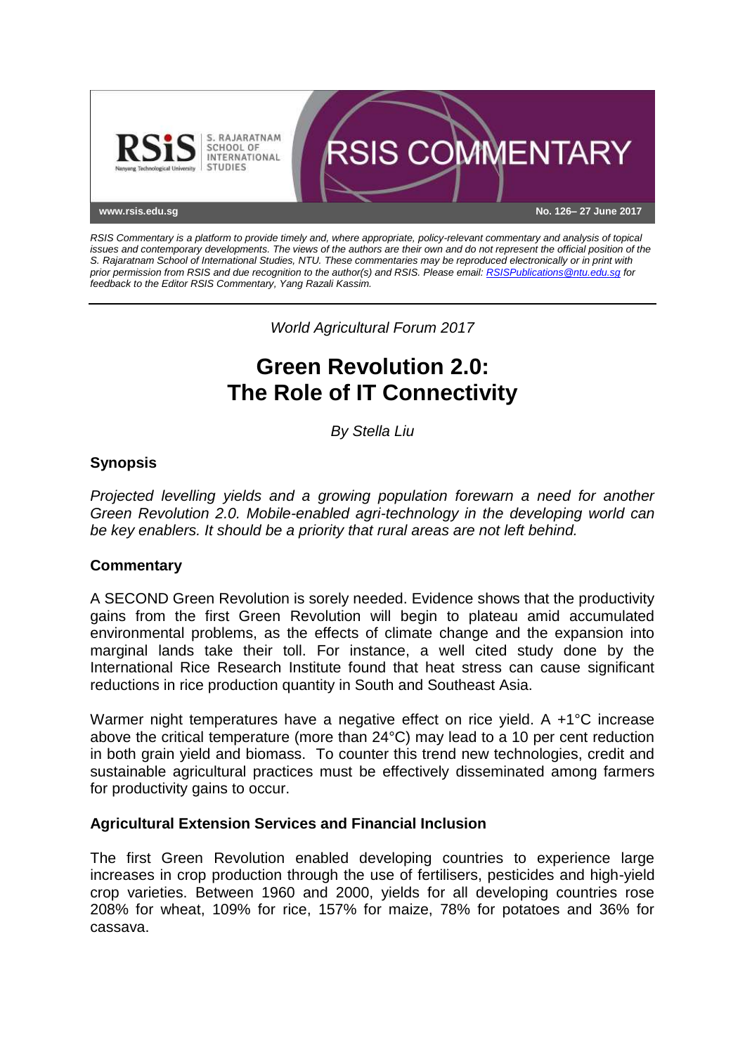RSIS COMMENTARY

www.rsis.edu.sg

No. 126– 27 June 2017

*RSIS Commentary is a platform to provide timely and, where appropriate, policy-relevant commentary and analysis of topical issues and contemporary developments. The views of the authors are their own and do not represent the official position of the S. Rajaratnam School of International Studies, NTU. These commentaries may be reproduced electronically or in print with prior permission from RSIS and due recognition to the author(s) and RSIS. Please email: RSISPublications@ntu.edu.sg for feedback to the Editor RSIS Commentary, Yang Razali Kassim.*

*World Agricultural Forum 2017*

# Green Revolution 2.0: The Role of IT Connectivity

*By Stella Liu*

## Synopsis

*Projected levelling yields and a growing population forewarn a need for another Green Revolution 2.0. Mobile-enabled agri-technology in the developing world can be key enablers. It should be a priority that rural areas are not left behind.*

## Commentary

A SECOND Green Revolution is sorely needed. Evidence shows that the productivity gains from the first Green Revolution will begin to plateau amid accumulated environmental problems, as the effects of climate change and the expansion into marginal lands take their toll. For instance, a well cited study done by the International Rice Research Institute found that heat stress can cause significant reductions in rice production quantity in South and Southeast Asia.

Warmer night temperatures have a negative effect on rice yield. A +1°C increase above the critical temperature (more than 24°C) may lead to a 10 per cent reduction in both grain yield and biomass. To counter this trend new technologies, credit and sustainable agricultural practices must be effectively disseminated among farmers for productivity gains to occur.

### Agricultural Extension Services and Financial Inclusion

The first Green Revolution enabled developing countries to experience large increases in crop production through the use of fertilisers, pesticides and high-yield crop varieties. Between 1960 and 2000, yields for all developing countries rose 208% for wheat, 109% for rice, 157% for maize, 78% for potatoes and 36% for cassava.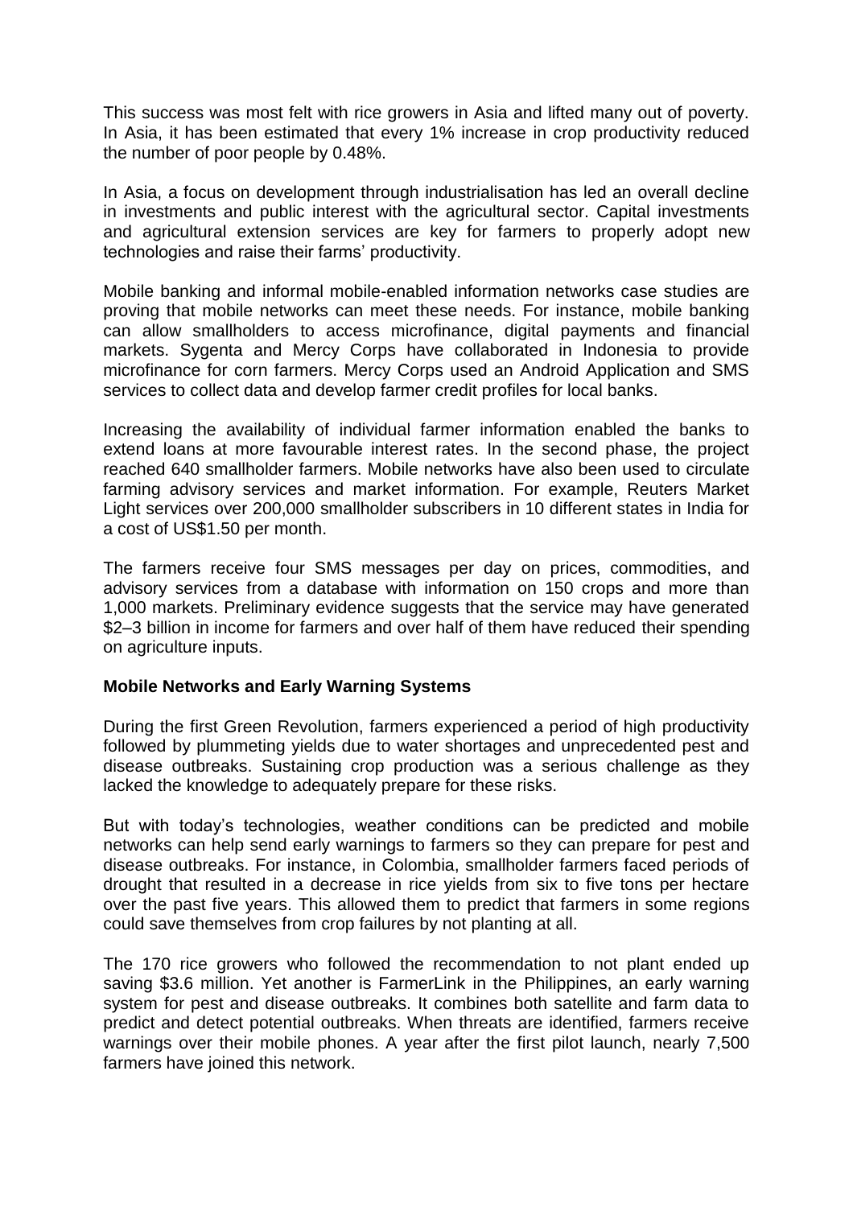This success was most felt with rice growers in Asia and lifted many out of poverty. In Asia, it has been estimated that every 1% increase in crop productivity reduced the number of poor people by 0.48%.

In Asia, a focus on development through industrialisation has led an overall decline in investments and public interest with the agricultural sector. Capital investments and agricultural extension services are key for farmers to properly adopt new technologies and raise their farms' productivity.

Mobile banking and informal mobile-enabled information networks case studies are proving that mobile networks can meet these needs. For instance, mobile banking can allow smallholders to access microfinance, digital payments and financial markets. Sygenta and Mercy Corps have collaborated in Indonesia to provide microfinance for corn farmers. Mercy Corps used an Android Application and SMS services to collect data and develop farmer credit profiles for local banks.

Increasing the availability of individual farmer information enabled the banks to extend loans at more favourable interest rates. In the second phase, the project reached 640 smallholder farmers. Mobile networks have also been used to circulate farming advisory services and market information. For example, Reuters Market Light services over 200,000 smallholder subscribers in 10 different states in India for a cost of US$1.50 per month.

The farmers receive four SMS messages per day on prices, commodities, and advisory services from a database with information on 150 crops and more than 1,000 markets. Preliminary evidence suggests that the service may have generated $2–3 billion in income for farmers and over half of them have reduced their spending on agriculture inputs.

**Mobile Networks and Early Warning Systems**

During the first Green Revolution, farmers experienced a period of high productivity followed by plummeting yields due to water shortages and unprecedented pest and disease outbreaks. Sustaining crop production was a serious challenge as they lacked the knowledge to adequately prepare for these risks.

But with today's technologies, weather conditions can be predicted and mobile networks can help send early warnings to farmers so they can prepare for pest and disease outbreaks. For instance, in Colombia, smallholder farmers faced periods of drought that resulted in a decrease in rice yields from six to five tons per hectare over the past five years. This allowed them to predict that farmers in some regions could save themselves from crop failures by not planting at all.

The 170 rice growers who followed the recommendation to not plant ended up saving $3.6 million. Yet another is FarmerLink in the Philippines, an early warning system for pest and disease outbreaks. It combines both satellite and farm data to predict and detect potential outbreaks. When threats are identified, farmers receive warnings over their mobile phones. A year after the first pilot launch, nearly 7,500 farmers have joined this network.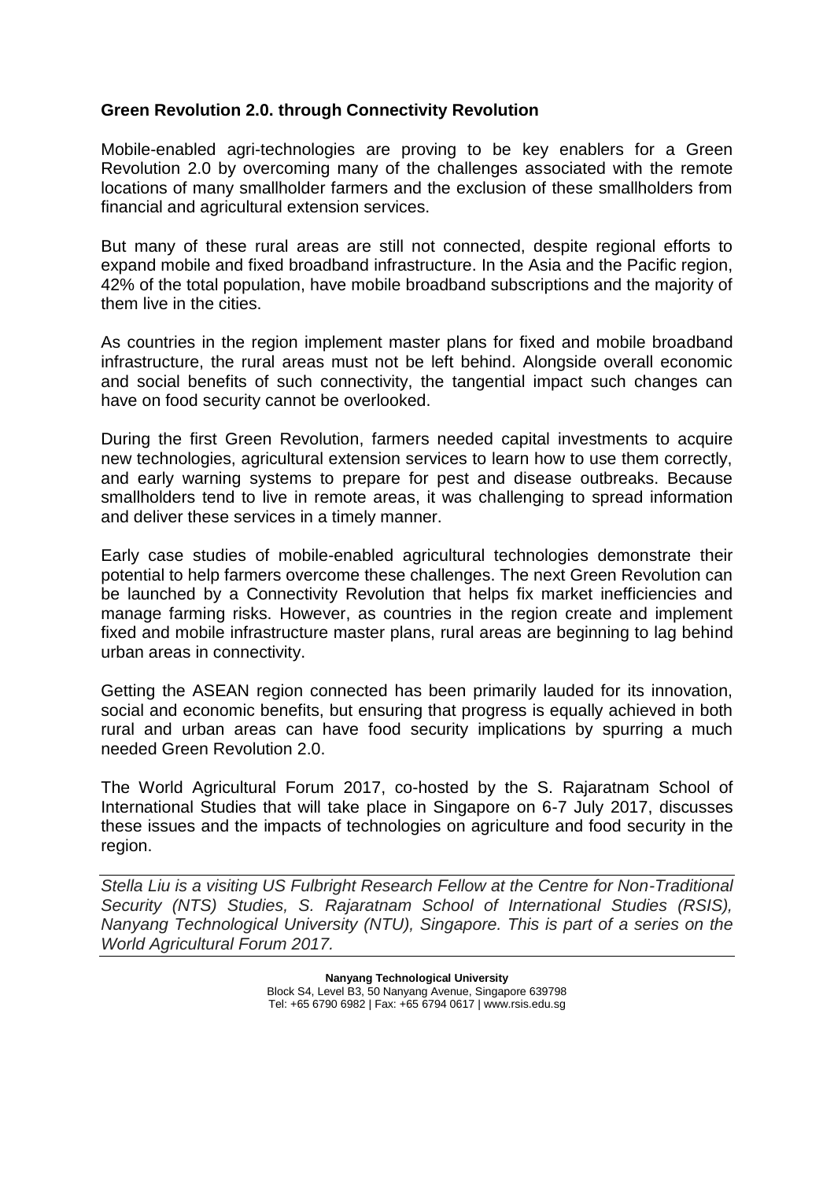**Green Revolution 2.0. through Connectivity Revolution**

Mobile-enabled agri-technologies are proving to be key enablers for a Green Revolution 2.0 by overcoming many of the challenges associated with the remote locations of many smallholder farmers and the exclusion of these smallholders from financial and agricultural extension services.

But many of these rural areas are still not connected, despite regional efforts to expand mobile and fixed broadband infrastructure. In the Asia and the Pacific region, 42% of the total population, have mobile broadband subscriptions and the majority of them live in the cities.

As countries in the region implement master plans for fixed and mobile broadband infrastructure, the rural areas must not be left behind. Alongside overall economic and social benefits of such connectivity, the tangential impact such changes can have on food security cannot be overlooked.

During the first Green Revolution, farmers needed capital investments to acquire new technologies, agricultural extension services to learn how to use them correctly, and early warning systems to prepare for pest and disease outbreaks. Because smallholders tend to live in remote areas, it was challenging to spread information and deliver these services in a timely manner.

Early case studies of mobile-enabled agricultural technologies demonstrate their potential to help farmers overcome these challenges. The next Green Revolution can be launched by a Connectivity Revolution that helps fix market inefficiencies and manage farming risks. However, as countries in the region create and implement fixed and mobile infrastructure master plans, rural areas are beginning to lag behind urban areas in connectivity.

Getting the ASEAN region connected has been primarily lauded for its innovation, social and economic benefits, but ensuring that progress is equally achieved in both rural and urban areas can have food security implications by spurring a much needed Green Revolution 2.0.

The World Agricultural Forum 2017, co-hosted by the S. Rajaratnam School of International Studies that will take place in Singapore on 6-7 July 2017, discusses these issues and the impacts of technologies on agriculture and food security in the region.

*Stella Liu is a visiting US Fulbright Research Fellow at the Centre for Non-Traditional Security (NTS) Studies, S. Rajaratnam School of International Studies (RSIS), Nanyang Technological University (NTU), Singapore. This is part of a series on the World Agricultural Forum 2017.*

**Nanyang Technological University**
Block S4, Level B3, 50 Nanyang Avenue, Singapore 639798
Tel: +65 6790 6982 | Fax: +65 6794 0617 | www.rsis.edu.sg